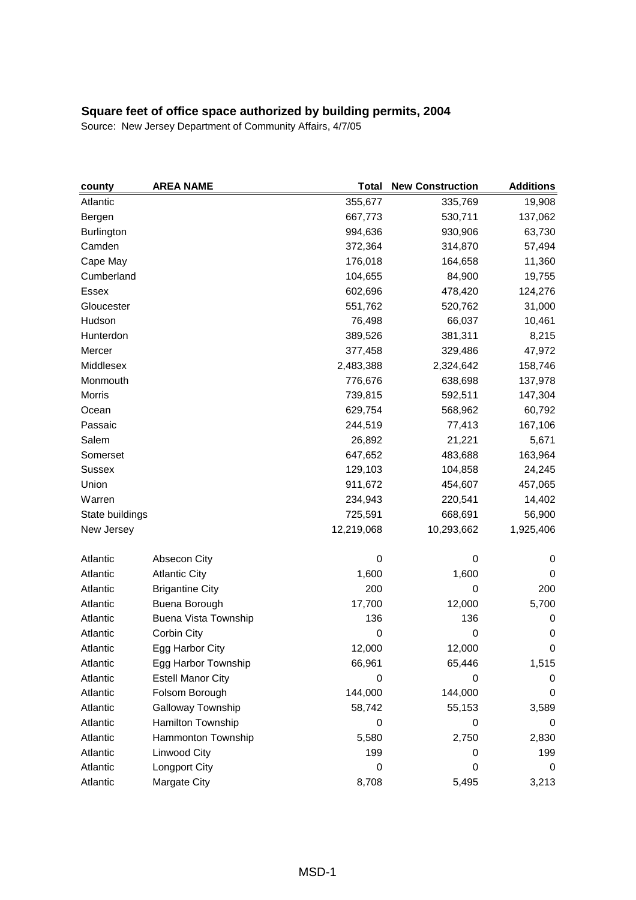## Square feet of office space authorized by building permits, 2004

Source: New Jersey Department of Community Affairs, 4/7/05

| county | AREA NAME | Total | New Construction | Additions |
|---|---|---|---|---|
| Atlantic | | 355,677 | 335,769 | 19,908 |
| Bergen | | 667,773 | 530,711 | 137,062 |
| Burlington | | 994,636 | 930,906 | 63,730 |
| Camden | | 372,364 | 314,870 | 57,494 |
| Cape May | | 176,018 | 164,658 | 11,360 |
| Cumberland | | 104,655 | 84,900 | 19,755 |
| Essex | | 602,696 | 478,420 | 124,276 |
| Gloucester | | 551,762 | 520,762 | 31,000 |
| Hudson | | 76,498 | 66,037 | 10,461 |
| Hunterdon | | 389,526 | 381,311 | 8,215 |
| Mercer | | 377,458 | 329,486 | 47,972 |
| Middlesex | | 2,483,388 | 2,324,642 | 158,746 |
| Monmouth | | 776,676 | 638,698 | 137,978 |
| Morris | | 739,815 | 592,511 | 147,304 |
| Ocean | | 629,754 | 568,962 | 60,792 |
| Passaic | | 244,519 | 77,413 | 167,106 |
| Salem | | 26,892 | 21,221 | 5,671 |
| Somerset | | 647,652 | 483,688 | 163,964 |
| Sussex | | 129,103 | 104,858 | 24,245 |
| Union | | 911,672 | 454,607 | 457,065 |
| Warren | | 234,943 | 220,541 | 14,402 |
| State buildings | | 725,591 | 668,691 | 56,900 |
| New Jersey | | 12,219,068 | 10,293,662 | 1,925,406 |
| | | | | |
| Atlantic | Absecon City | 0 | 0 | 0 |
| Atlantic | Atlantic City | 1,600 | 1,600 | 0 |
| Atlantic | Brigantine City | 200 | 0 | 200 |
| Atlantic | Buena Borough | 17,700 | 12,000 | 5,700 |
| Atlantic | Buena Vista Township | 136 | 136 | 0 |
| Atlantic | Corbin City | 0 | 0 | 0 |
| Atlantic | Egg Harbor City | 12,000 | 12,000 | 0 |
| Atlantic | Egg Harbor Township | 66,961 | 65,446 | 1,515 |
| Atlantic | Estell Manor City | 0 | 0 | 0 |
| Atlantic | Folsom Borough | 144,000 | 144,000 | 0 |
| Atlantic | Galloway Township | 58,742 | 55,153 | 3,589 |
| Atlantic | Hamilton Township | 0 | 0 | 0 |
| Atlantic | Hammonton Township | 5,580 | 2,750 | 2,830 |
| Atlantic | Linwood City | 199 | 0 | 199 |
| Atlantic | Longport City | 0 | 0 | 0 |
| Atlantic | Margate City | 8,708 | 5,495 | 3,213 |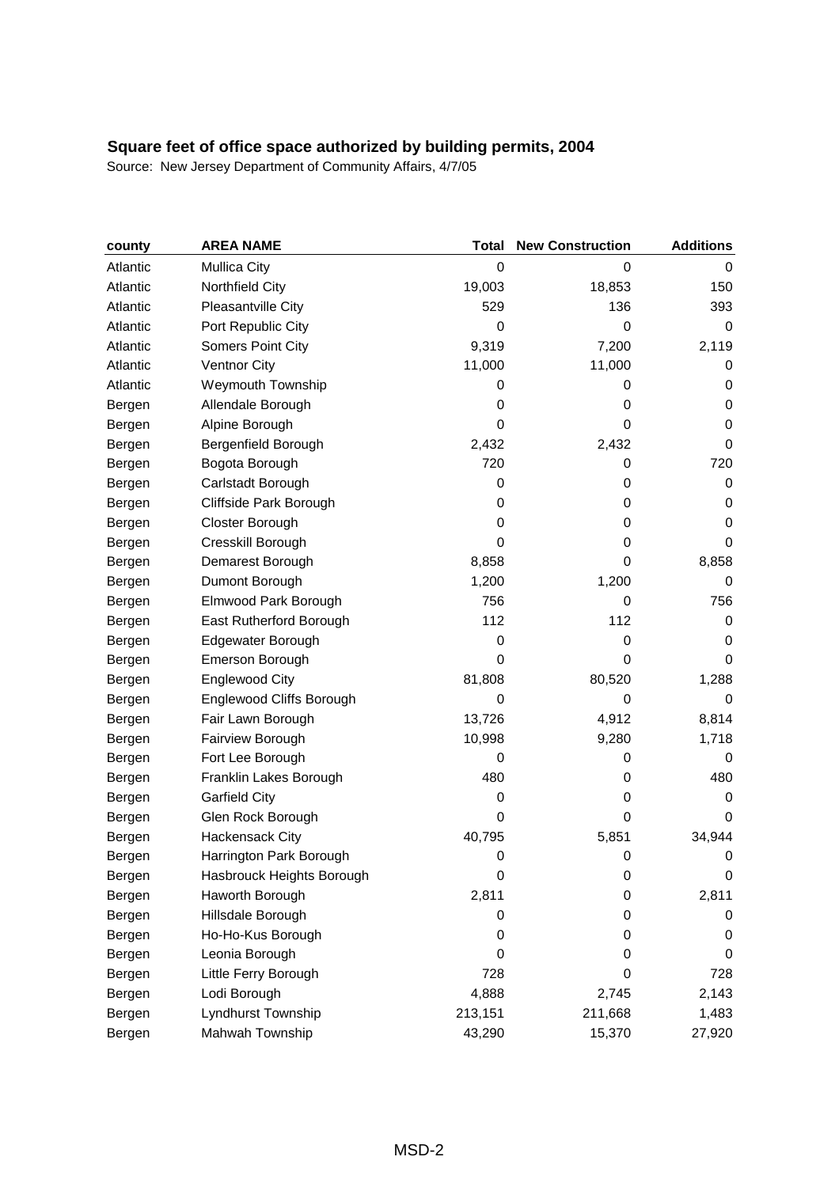## Square feet of office space authorized by building permits, 2004

Source: New Jersey Department of Community Affairs, 4/7/05

| county | AREA NAME | Total | New Construction | Additions |
|---|---|---|---|---|
| Atlantic | Mullica City | 0 | 0 | 0 |
| Atlantic | Northfield City | 19,003 | 18,853 | 150 |
| Atlantic | Pleasantville City | 529 | 136 | 393 |
| Atlantic | Port Republic City | 0 | 0 | 0 |
| Atlantic | Somers Point City | 9,319 | 7,200 | 2,119 |
| Atlantic | Ventnor City | 11,000 | 11,000 | 0 |
| Atlantic | Weymouth Township | 0 | 0 | 0 |
| Bergen | Allendale Borough | 0 | 0 | 0 |
| Bergen | Alpine Borough | 0 | 0 | 0 |
| Bergen | Bergenfield Borough | 2,432 | 2,432 | 0 |
| Bergen | Bogota Borough | 720 | 0 | 720 |
| Bergen | Carlstadt Borough | 0 | 0 | 0 |
| Bergen | Cliffside Park Borough | 0 | 0 | 0 |
| Bergen | Closter Borough | 0 | 0 | 0 |
| Bergen | Cresskill Borough | 0 | 0 | 0 |
| Bergen | Demarest Borough | 8,858 | 0 | 8,858 |
| Bergen | Dumont Borough | 1,200 | 1,200 | 0 |
| Bergen | Elmwood Park Borough | 756 | 0 | 756 |
| Bergen | East Rutherford Borough | 112 | 112 | 0 |
| Bergen | Edgewater Borough | 0 | 0 | 0 |
| Bergen | Emerson Borough | 0 | 0 | 0 |
| Bergen | Englewood City | 81,808 | 80,520 | 1,288 |
| Bergen | Englewood Cliffs Borough | 0 | 0 | 0 |
| Bergen | Fair Lawn Borough | 13,726 | 4,912 | 8,814 |
| Bergen | Fairview Borough | 10,998 | 9,280 | 1,718 |
| Bergen | Fort Lee Borough | 0 | 0 | 0 |
| Bergen | Franklin Lakes Borough | 480 | 0 | 480 |
| Bergen | Garfield City | 0 | 0 | 0 |
| Bergen | Glen Rock Borough | 0 | 0 | 0 |
| Bergen | Hackensack City | 40,795 | 5,851 | 34,944 |
| Bergen | Harrington Park Borough | 0 | 0 | 0 |
| Bergen | Hasbrouck Heights Borough | 0 | 0 | 0 |
| Bergen | Haworth Borough | 2,811 | 0 | 2,811 |
| Bergen | Hillsdale Borough | 0 | 0 | 0 |
| Bergen | Ho-Ho-Kus Borough | 0 | 0 | 0 |
| Bergen | Leonia Borough | 0 | 0 | 0 |
| Bergen | Little Ferry Borough | 728 | 0 | 728 |
| Bergen | Lodi Borough | 4,888 | 2,745 | 2,143 |
| Bergen | Lyndhurst Township | 213,151 | 211,668 | 1,483 |
| Bergen | Mahwah Township | 43,290 | 15,370 | 27,920 |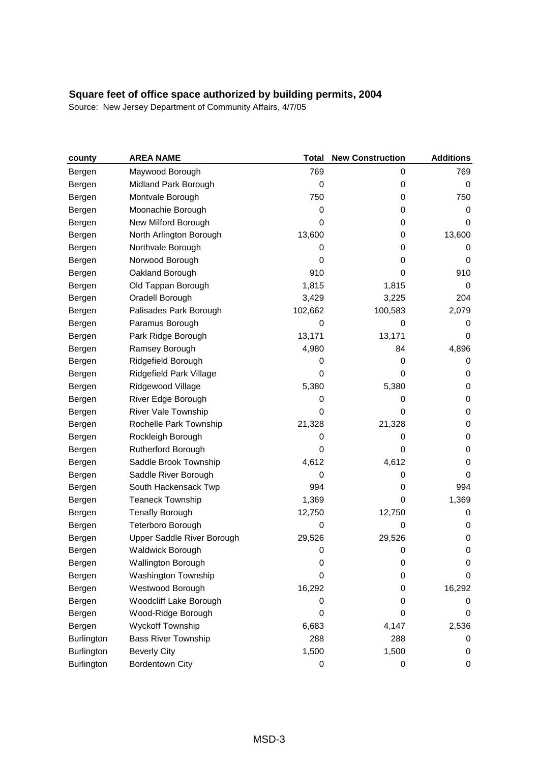## Square feet of office space authorized by building permits, 2004

Source: New Jersey Department of Community Affairs, 4/7/05

| county | AREA NAME | Total | New Construction | Additions |
|---|---|---|---|---|
| Bergen | Maywood Borough | 769 | 0 | 769 |
| Bergen | Midland Park Borough | 0 | 0 | 0 |
| Bergen | Montvale Borough | 750 | 0 | 750 |
| Bergen | Moonachie Borough | 0 | 0 | 0 |
| Bergen | New Milford Borough | 0 | 0 | 0 |
| Bergen | North Arlington Borough | 13,600 | 0 | 13,600 |
| Bergen | Northvale Borough | 0 | 0 | 0 |
| Bergen | Norwood Borough | 0 | 0 | 0 |
| Bergen | Oakland Borough | 910 | 0 | 910 |
| Bergen | Old Tappan Borough | 1,815 | 1,815 | 0 |
| Bergen | Oradell Borough | 3,429 | 3,225 | 204 |
| Bergen | Palisades Park Borough | 102,662 | 100,583 | 2,079 |
| Bergen | Paramus Borough | 0 | 0 | 0 |
| Bergen | Park Ridge Borough | 13,171 | 13,171 | 0 |
| Bergen | Ramsey Borough | 4,980 | 84 | 4,896 |
| Bergen | Ridgefield Borough | 0 | 0 | 0 |
| Bergen | Ridgefield Park Village | 0 | 0 | 0 |
| Bergen | Ridgewood Village | 5,380 | 5,380 | 0 |
| Bergen | River Edge Borough | 0 | 0 | 0 |
| Bergen | River Vale Township | 0 | 0 | 0 |
| Bergen | Rochelle Park Township | 21,328 | 21,328 | 0 |
| Bergen | Rockleigh Borough | 0 | 0 | 0 |
| Bergen | Rutherford Borough | 0 | 0 | 0 |
| Bergen | Saddle Brook Township | 4,612 | 4,612 | 0 |
| Bergen | Saddle River Borough | 0 | 0 | 0 |
| Bergen | South Hackensack Twp | 994 | 0 | 994 |
| Bergen | Teaneck Township | 1,369 | 0 | 1,369 |
| Bergen | Tenafly Borough | 12,750 | 12,750 | 0 |
| Bergen | Teterboro Borough | 0 | 0 | 0 |
| Bergen | Upper Saddle River Borough | 29,526 | 29,526 | 0 |
| Bergen | Waldwick Borough | 0 | 0 | 0 |
| Bergen | Wallington Borough | 0 | 0 | 0 |
| Bergen | Washington Township | 0 | 0 | 0 |
| Bergen | Westwood Borough | 16,292 | 0 | 16,292 |
| Bergen | Woodcliff Lake Borough | 0 | 0 | 0 |
| Bergen | Wood-Ridge Borough | 0 | 0 | 0 |
| Bergen | Wyckoff Township | 6,683 | 4,147 | 2,536 |
| Burlington | Bass River Township | 288 | 288 | 0 |
| Burlington | Beverly City | 1,500 | 1,500 | 0 |
| Burlington | Bordentown City | 0 | 0 | 0 |

MSD-3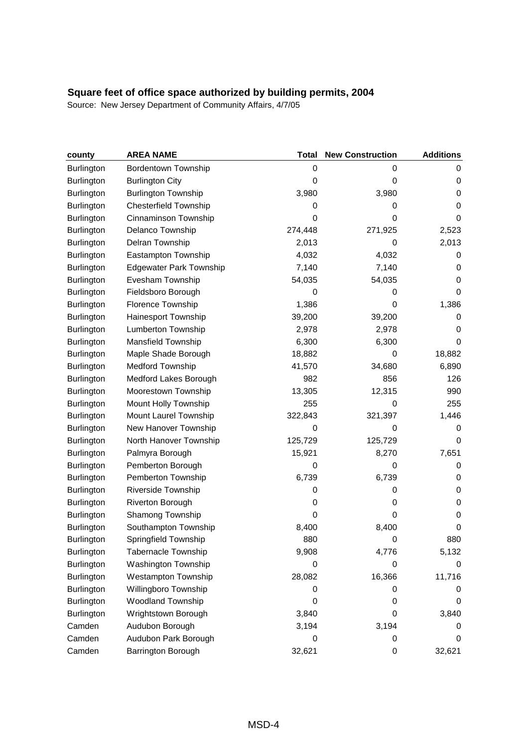## Square feet of office space authorized by building permits, 2004

Source: New Jersey Department of Community Affairs, 4/7/05

| county | AREA NAME | Total | New Construction | Additions |
|---|---|---|---|---|
| Burlington | Bordentown Township | 0 | 0 | 0 |
| Burlington | Burlington City | 0 | 0 | 0 |
| Burlington | Burlington Township | 3,980 | 3,980 | 0 |
| Burlington | Chesterfield Township | 0 | 0 | 0 |
| Burlington | Cinnaminson Township | 0 | 0 | 0 |
| Burlington | Delanco Township | 274,448 | 271,925 | 2,523 |
| Burlington | Delran Township | 2,013 | 0 | 2,013 |
| Burlington | Eastampton Township | 4,032 | 4,032 | 0 |
| Burlington | Edgewater Park Township | 7,140 | 7,140 | 0 |
| Burlington | Evesham Township | 54,035 | 54,035 | 0 |
| Burlington | Fieldsboro Borough | 0 | 0 | 0 |
| Burlington | Florence Township | 1,386 | 0 | 1,386 |
| Burlington | Hainesport Township | 39,200 | 39,200 | 0 |
| Burlington | Lumberton Township | 2,978 | 2,978 | 0 |
| Burlington | Mansfield Township | 6,300 | 6,300 | 0 |
| Burlington | Maple Shade Borough | 18,882 | 0 | 18,882 |
| Burlington | Medford Township | 41,570 | 34,680 | 6,890 |
| Burlington | Medford Lakes Borough | 982 | 856 | 126 |
| Burlington | Moorestown Township | 13,305 | 12,315 | 990 |
| Burlington | Mount Holly Township | 255 | 0 | 255 |
| Burlington | Mount Laurel Township | 322,843 | 321,397 | 1,446 |
| Burlington | New Hanover Township | 0 | 0 | 0 |
| Burlington | North Hanover Township | 125,729 | 125,729 | 0 |
| Burlington | Palmyra Borough | 15,921 | 8,270 | 7,651 |
| Burlington | Pemberton Borough | 0 | 0 | 0 |
| Burlington | Pemberton Township | 6,739 | 6,739 | 0 |
| Burlington | Riverside Township | 0 | 0 | 0 |
| Burlington | Riverton Borough | 0 | 0 | 0 |
| Burlington | Shamong Township | 0 | 0 | 0 |
| Burlington | Southampton Township | 8,400 | 8,400 | 0 |
| Burlington | Springfield Township | 880 | 0 | 880 |
| Burlington | Tabernacle Township | 9,908 | 4,776 | 5,132 |
| Burlington | Washington Township | 0 | 0 | 0 |
| Burlington | Westampton Township | 28,082 | 16,366 | 11,716 |
| Burlington | Willingboro Township | 0 | 0 | 0 |
| Burlington | Woodland Township | 0 | 0 | 0 |
| Burlington | Wrightstown Borough | 3,840 | 0 | 3,840 |
| Camden | Audubon Borough | 3,194 | 3,194 | 0 |
| Camden | Audubon Park Borough | 0 | 0 | 0 |
| Camden | Barrington Borough | 32,621 | 0 | 32,621 |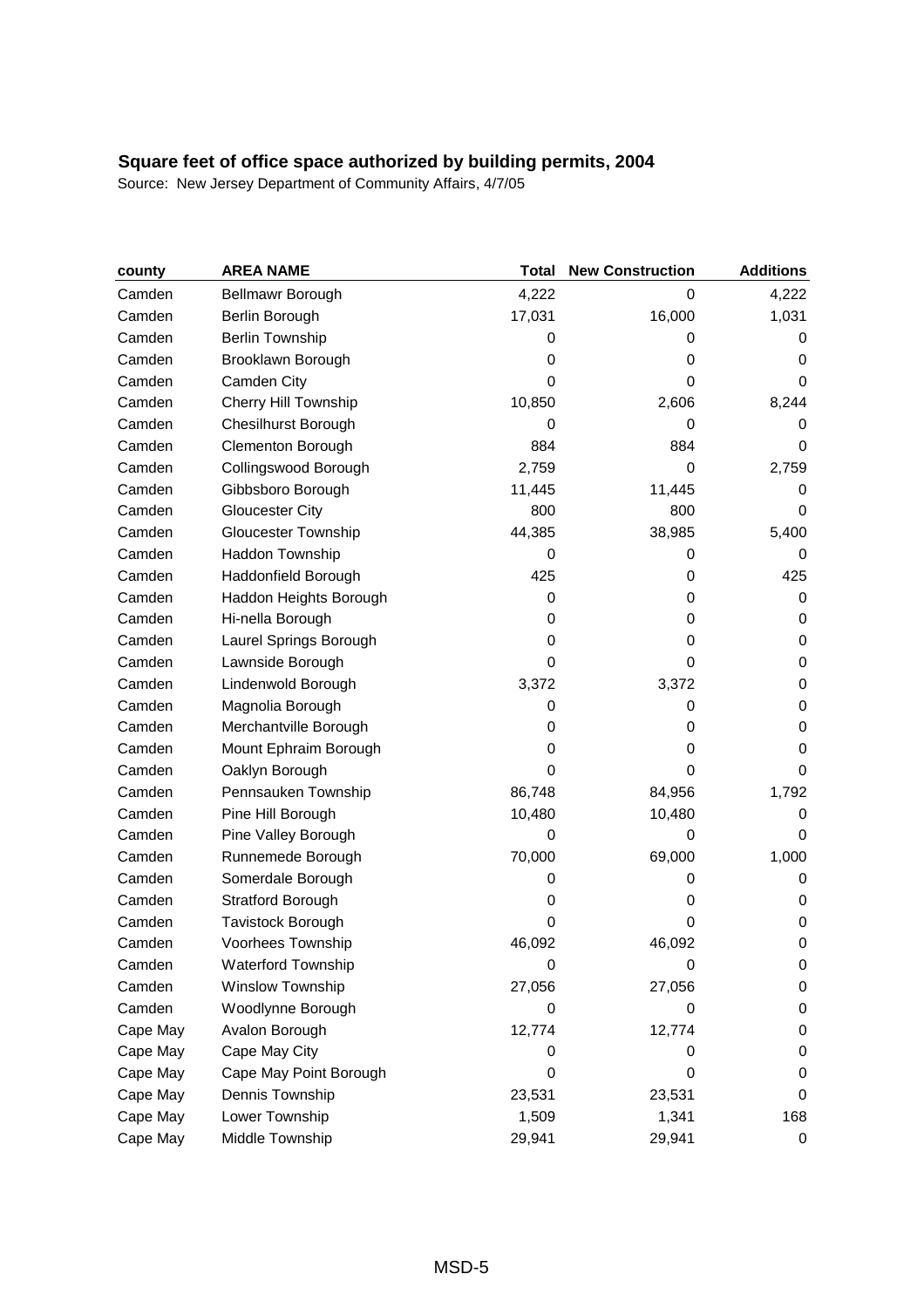## Square feet of office space authorized by building permits, 2004

Source: New Jersey Department of Community Affairs, 4/7/05

| county | AREA NAME | Total | New Construction | Additions |
|---|---|---|---|---|
| Camden | Bellmawr Borough | 4,222 | 0 | 4,222 |
| Camden | Berlin Borough | 17,031 | 16,000 | 1,031 |
| Camden | Berlin Township | 0 | 0 | 0 |
| Camden | Brooklawn Borough | 0 | 0 | 0 |
| Camden | Camden City | 0 | 0 | 0 |
| Camden | Cherry Hill Township | 10,850 | 2,606 | 8,244 |
| Camden | Chesilhurst Borough | 0 | 0 | 0 |
| Camden | Clementon Borough | 884 | 884 | 0 |
| Camden | Collingswood Borough | 2,759 | 0 | 2,759 |
| Camden | Gibbsboro Borough | 11,445 | 11,445 | 0 |
| Camden | Gloucester City | 800 | 800 | 0 |
| Camden | Gloucester Township | 44,385 | 38,985 | 5,400 |
| Camden | Haddon Township | 0 | 0 | 0 |
| Camden | Haddonfield Borough | 425 | 0 | 425 |
| Camden | Haddon Heights Borough | 0 | 0 | 0 |
| Camden | Hi-nella Borough | 0 | 0 | 0 |
| Camden | Laurel Springs Borough | 0 | 0 | 0 |
| Camden | Lawnside Borough | 0 | 0 | 0 |
| Camden | Lindenwold Borough | 3,372 | 3,372 | 0 |
| Camden | Magnolia Borough | 0 | 0 | 0 |
| Camden | Merchantville Borough | 0 | 0 | 0 |
| Camden | Mount Ephraim Borough | 0 | 0 | 0 |
| Camden | Oaklyn Borough | 0 | 0 | 0 |
| Camden | Pennsauken Township | 86,748 | 84,956 | 1,792 |
| Camden | Pine Hill Borough | 10,480 | 10,480 | 0 |
| Camden | Pine Valley Borough | 0 | 0 | 0 |
| Camden | Runnemede Borough | 70,000 | 69,000 | 1,000 |
| Camden | Somerdale Borough | 0 | 0 | 0 |
| Camden | Stratford Borough | 0 | 0 | 0 |
| Camden | Tavistock Borough | 0 | 0 | 0 |
| Camden | Voorhees Township | 46,092 | 46,092 | 0 |
| Camden | Waterford Township | 0 | 0 | 0 |
| Camden | Winslow Township | 27,056 | 27,056 | 0 |
| Camden | Woodlynne Borough | 0 | 0 | 0 |
| Cape May | Avalon Borough | 12,774 | 12,774 | 0 |
| Cape May | Cape May City | 0 | 0 | 0 |
| Cape May | Cape May Point Borough | 0 | 0 | 0 |
| Cape May | Dennis Township | 23,531 | 23,531 | 0 |
| Cape May | Lower Township | 1,509 | 1,341 | 168 |
| Cape May | Middle Township | 29,941 | 29,941 | 0 |

MSD-5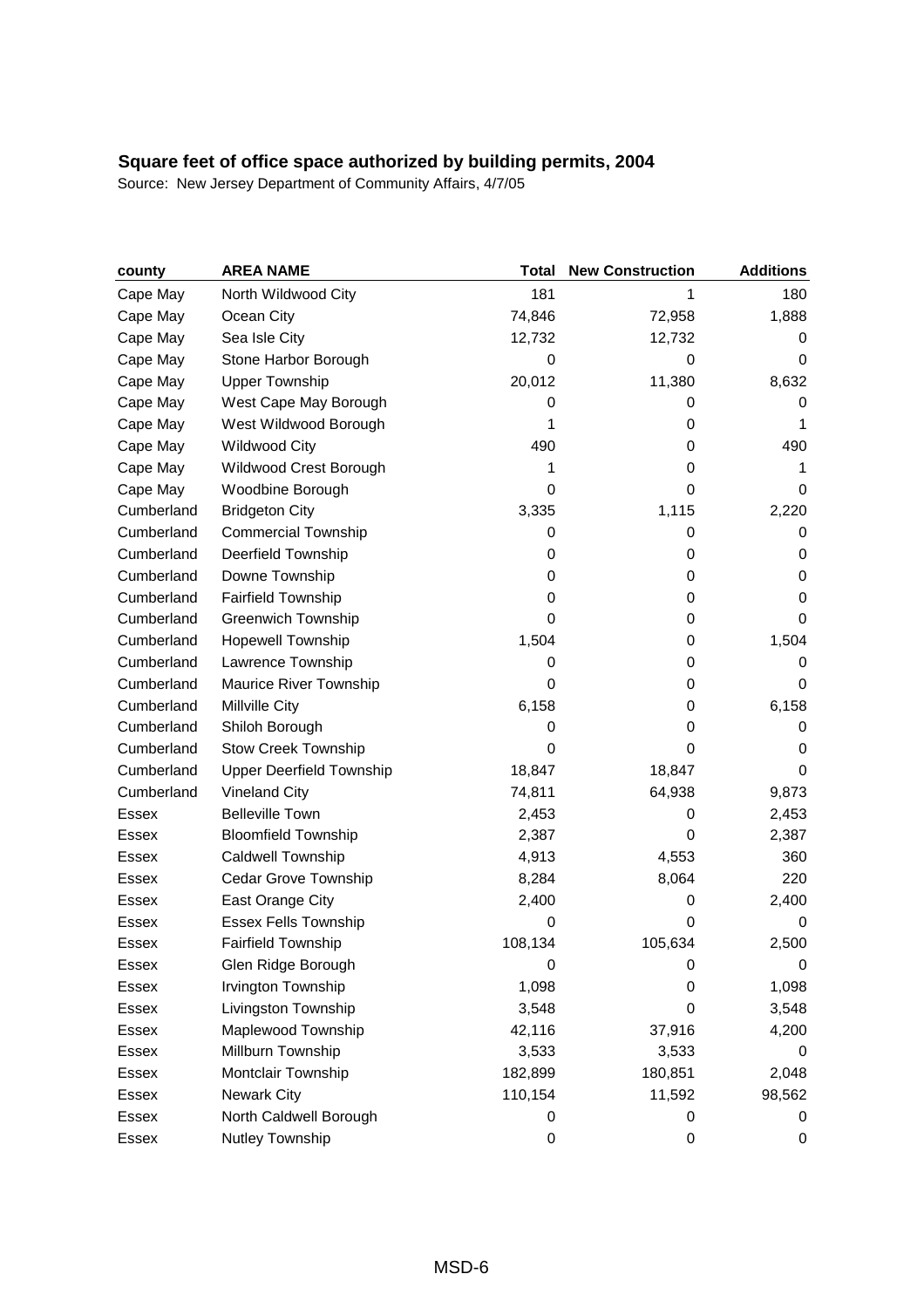## Square feet of office space authorized by building permits, 2004

Source: New Jersey Department of Community Affairs, 4/7/05

| county | AREA NAME | Total | New Construction | Additions |
|---|---|---|---|---|
| Cape May | North Wildwood City | 181 | 1 | 180 |
| Cape May | Ocean City | 74,846 | 72,958 | 1,888 |
| Cape May | Sea Isle City | 12,732 | 12,732 | 0 |
| Cape May | Stone Harbor Borough | 0 | 0 | 0 |
| Cape May | Upper Township | 20,012 | 11,380 | 8,632 |
| Cape May | West Cape May Borough | 0 | 0 | 0 |
| Cape May | West Wildwood Borough | 1 | 0 | 1 |
| Cape May | Wildwood City | 490 | 0 | 490 |
| Cape May | Wildwood Crest Borough | 1 | 0 | 1 |
| Cape May | Woodbine Borough | 0 | 0 | 0 |
| Cumberland | Bridgeton City | 3,335 | 1,115 | 2,220 |
| Cumberland | Commercial Township | 0 | 0 | 0 |
| Cumberland | Deerfield Township | 0 | 0 | 0 |
| Cumberland | Downe Township | 0 | 0 | 0 |
| Cumberland | Fairfield Township | 0 | 0 | 0 |
| Cumberland | Greenwich Township | 0 | 0 | 0 |
| Cumberland | Hopewell Township | 1,504 | 0 | 1,504 |
| Cumberland | Lawrence Township | 0 | 0 | 0 |
| Cumberland | Maurice River Township | 0 | 0 | 0 |
| Cumberland | Millville City | 6,158 | 0 | 6,158 |
| Cumberland | Shiloh Borough | 0 | 0 | 0 |
| Cumberland | Stow Creek Township | 0 | 0 | 0 |
| Cumberland | Upper Deerfield Township | 18,847 | 18,847 | 0 |
| Cumberland | Vineland City | 74,811 | 64,938 | 9,873 |
| Essex | Belleville Town | 2,453 | 0 | 2,453 |
| Essex | Bloomfield Township | 2,387 | 0 | 2,387 |
| Essex | Caldwell Township | 4,913 | 4,553 | 360 |
| Essex | Cedar Grove Township | 8,284 | 8,064 | 220 |
| Essex | East Orange City | 2,400 | 0 | 2,400 |
| Essex | Essex Fells Township | 0 | 0 | 0 |
| Essex | Fairfield Township | 108,134 | 105,634 | 2,500 |
| Essex | Glen Ridge Borough | 0 | 0 | 0 |
| Essex | Irvington Township | 1,098 | 0 | 1,098 |
| Essex | Livingston Township | 3,548 | 0 | 3,548 |
| Essex | Maplewood Township | 42,116 | 37,916 | 4,200 |
| Essex | Millburn Township | 3,533 | 3,533 | 0 |
| Essex | Montclair Township | 182,899 | 180,851 | 2,048 |
| Essex | Newark City | 110,154 | 11,592 | 98,562 |
| Essex | North Caldwell Borough | 0 | 0 | 0 |
| Essex | Nutley Township | 0 | 0 | 0 |

MSD-6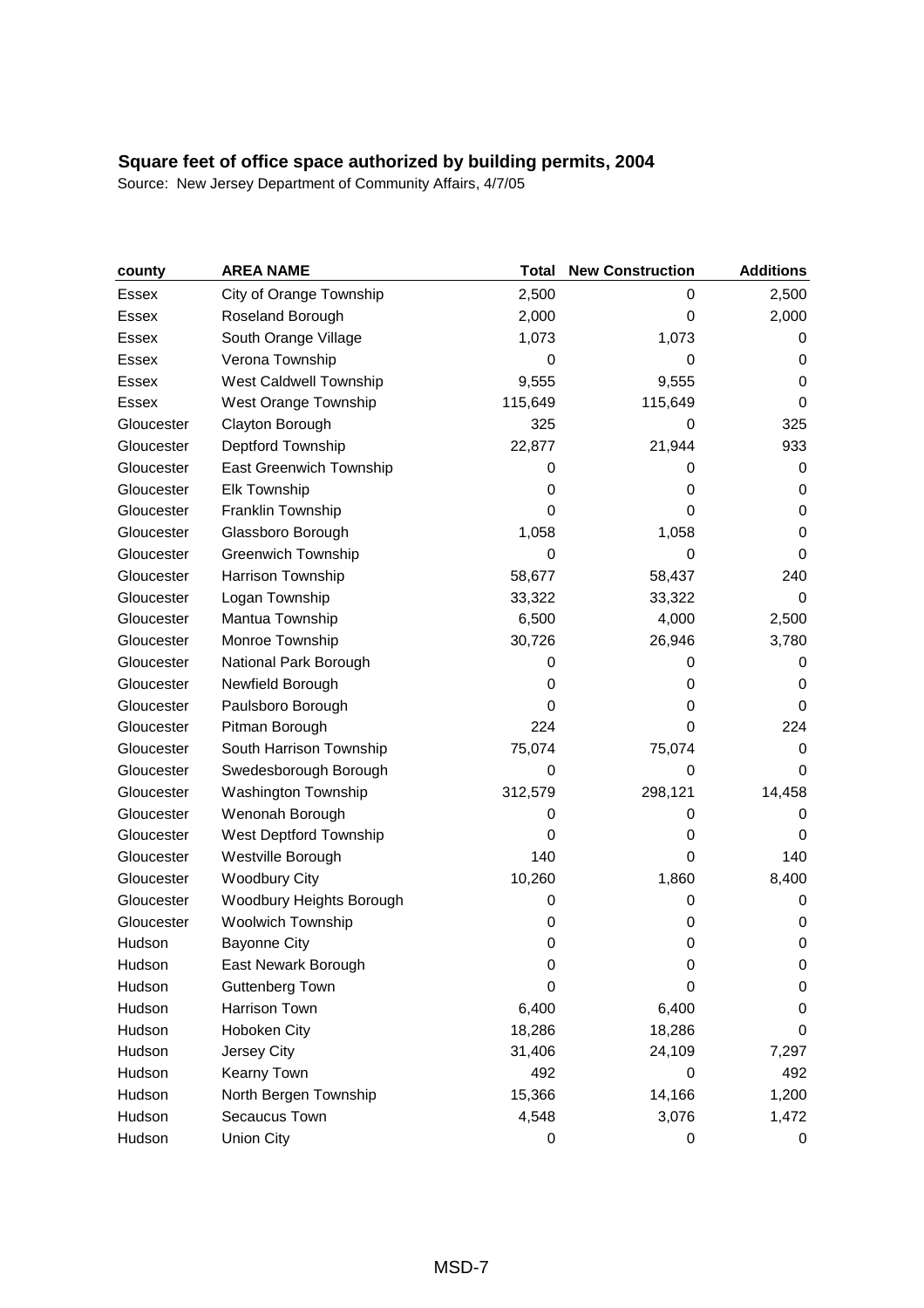**Square feet of office space authorized by building permits, 2004**

Source: New Jersey Department of Community Affairs, 4/7/05

| county | AREA NAME | Total | New Construction | Additions |
|---|---|---|---|---|
| Essex | City of Orange Township | 2,500 | 0 | 2,500 |
| Essex | Roseland Borough | 2,000 | 0 | 2,000 |
| Essex | South Orange Village | 1,073 | 1,073 | 0 |
| Essex | Verona Township | 0 | 0 | 0 |
| Essex | West Caldwell Township | 9,555 | 9,555 | 0 |
| Essex | West Orange Township | 115,649 | 115,649 | 0 |
| Gloucester | Clayton Borough | 325 | 0 | 325 |
| Gloucester | Deptford Township | 22,877 | 21,944 | 933 |
| Gloucester | East Greenwich Township | 0 | 0 | 0 |
| Gloucester | Elk Township | 0 | 0 | 0 |
| Gloucester | Franklin Township | 0 | 0 | 0 |
| Gloucester | Glassboro Borough | 1,058 | 1,058 | 0 |
| Gloucester | Greenwich Township | 0 | 0 | 0 |
| Gloucester | Harrison Township | 58,677 | 58,437 | 240 |
| Gloucester | Logan Township | 33,322 | 33,322 | 0 |
| Gloucester | Mantua Township | 6,500 | 4,000 | 2,500 |
| Gloucester | Monroe Township | 30,726 | 26,946 | 3,780 |
| Gloucester | National Park Borough | 0 | 0 | 0 |
| Gloucester | Newfield Borough | 0 | 0 | 0 |
| Gloucester | Paulsboro Borough | 0 | 0 | 0 |
| Gloucester | Pitman Borough | 224 | 0 | 224 |
| Gloucester | South Harrison Township | 75,074 | 75,074 | 0 |
| Gloucester | Swedesborough Borough | 0 | 0 | 0 |
| Gloucester | Washington Township | 312,579 | 298,121 | 14,458 |
| Gloucester | Wenonah Borough | 0 | 0 | 0 |
| Gloucester | West Deptford Township | 0 | 0 | 0 |
| Gloucester | Westville Borough | 140 | 0 | 140 |
| Gloucester | Woodbury City | 10,260 | 1,860 | 8,400 |
| Gloucester | Woodbury Heights Borough | 0 | 0 | 0 |
| Gloucester | Woolwich Township | 0 | 0 | 0 |
| Hudson | Bayonne City | 0 | 0 | 0 |
| Hudson | East Newark Borough | 0 | 0 | 0 |
| Hudson | Guttenberg Town | 0 | 0 | 0 |
| Hudson | Harrison Town | 6,400 | 6,400 | 0 |
| Hudson | Hoboken City | 18,286 | 18,286 | 0 |
| Hudson | Jersey City | 31,406 | 24,109 | 7,297 |
| Hudson | Kearny Town | 492 | 0 | 492 |
| Hudson | North Bergen Township | 15,366 | 14,166 | 1,200 |
| Hudson | Secaucus Town | 4,548 | 3,076 | 1,472 |
| Hudson | Union City | 0 | 0 | 0 |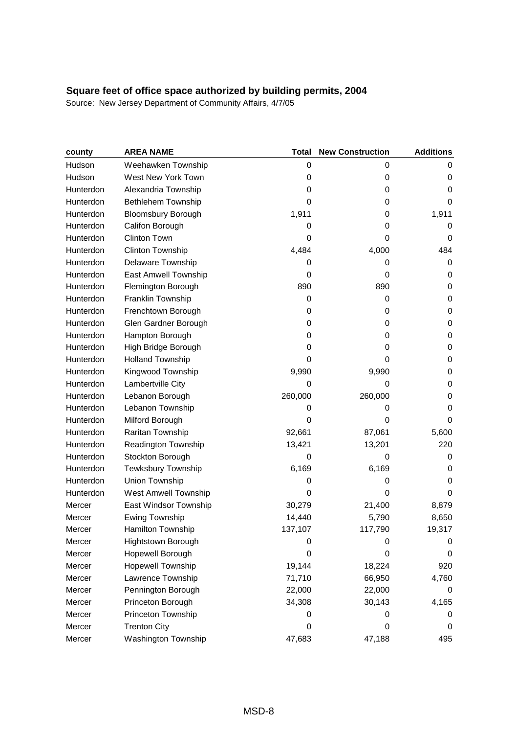**Square feet of office space authorized by building permits, 2004**

Source: New Jersey Department of Community Affairs, 4/7/05

| county | AREA NAME | Total | New Construction | Additions |
|---|---|---|---|---|
| Hudson | Weehawken Township | 0 | 0 | 0 |
| Hudson | West New York Town | 0 | 0 | 0 |
| Hunterdon | Alexandria Township | 0 | 0 | 0 |
| Hunterdon | Bethlehem Township | 0 | 0 | 0 |
| Hunterdon | Bloomsbury Borough | 1,911 | 0 | 1,911 |
| Hunterdon | Califon Borough | 0 | 0 | 0 |
| Hunterdon | Clinton Town | 0 | 0 | 0 |
| Hunterdon | Clinton Township | 4,484 | 4,000 | 484 |
| Hunterdon | Delaware Township | 0 | 0 | 0 |
| Hunterdon | East Amwell Township | 0 | 0 | 0 |
| Hunterdon | Flemington Borough | 890 | 890 | 0 |
| Hunterdon | Franklin Township | 0 | 0 | 0 |
| Hunterdon | Frenchtown Borough | 0 | 0 | 0 |
| Hunterdon | Glen Gardner Borough | 0 | 0 | 0 |
| Hunterdon | Hampton Borough | 0 | 0 | 0 |
| Hunterdon | High Bridge Borough | 0 | 0 | 0 |
| Hunterdon | Holland Township | 0 | 0 | 0 |
| Hunterdon | Kingwood Township | 9,990 | 9,990 | 0 |
| Hunterdon | Lambertville City | 0 | 0 | 0 |
| Hunterdon | Lebanon Borough | 260,000 | 260,000 | 0 |
| Hunterdon | Lebanon Township | 0 | 0 | 0 |
| Hunterdon | Milford Borough | 0 | 0 | 0 |
| Hunterdon | Raritan Township | 92,661 | 87,061 | 5,600 |
| Hunterdon | Readington Township | 13,421 | 13,201 | 220 |
| Hunterdon | Stockton Borough | 0 | 0 | 0 |
| Hunterdon | Tewksbury Township | 6,169 | 6,169 | 0 |
| Hunterdon | Union Township | 0 | 0 | 0 |
| Hunterdon | West Amwell Township | 0 | 0 | 0 |
| Mercer | East Windsor Township | 30,279 | 21,400 | 8,879 |
| Mercer | Ewing Township | 14,440 | 5,790 | 8,650 |
| Mercer | Hamilton Township | 137,107 | 117,790 | 19,317 |
| Mercer | Hightstown Borough | 0 | 0 | 0 |
| Mercer | Hopewell Borough | 0 | 0 | 0 |
| Mercer | Hopewell Township | 19,144 | 18,224 | 920 |
| Mercer | Lawrence Township | 71,710 | 66,950 | 4,760 |
| Mercer | Pennington Borough | 22,000 | 22,000 | 0 |
| Mercer | Princeton Borough | 34,308 | 30,143 | 4,165 |
| Mercer | Princeton Township | 0 | 0 | 0 |
| Mercer | Trenton City | 0 | 0 | 0 |
| Mercer | Washington Township | 47,683 | 47,188 | 495 |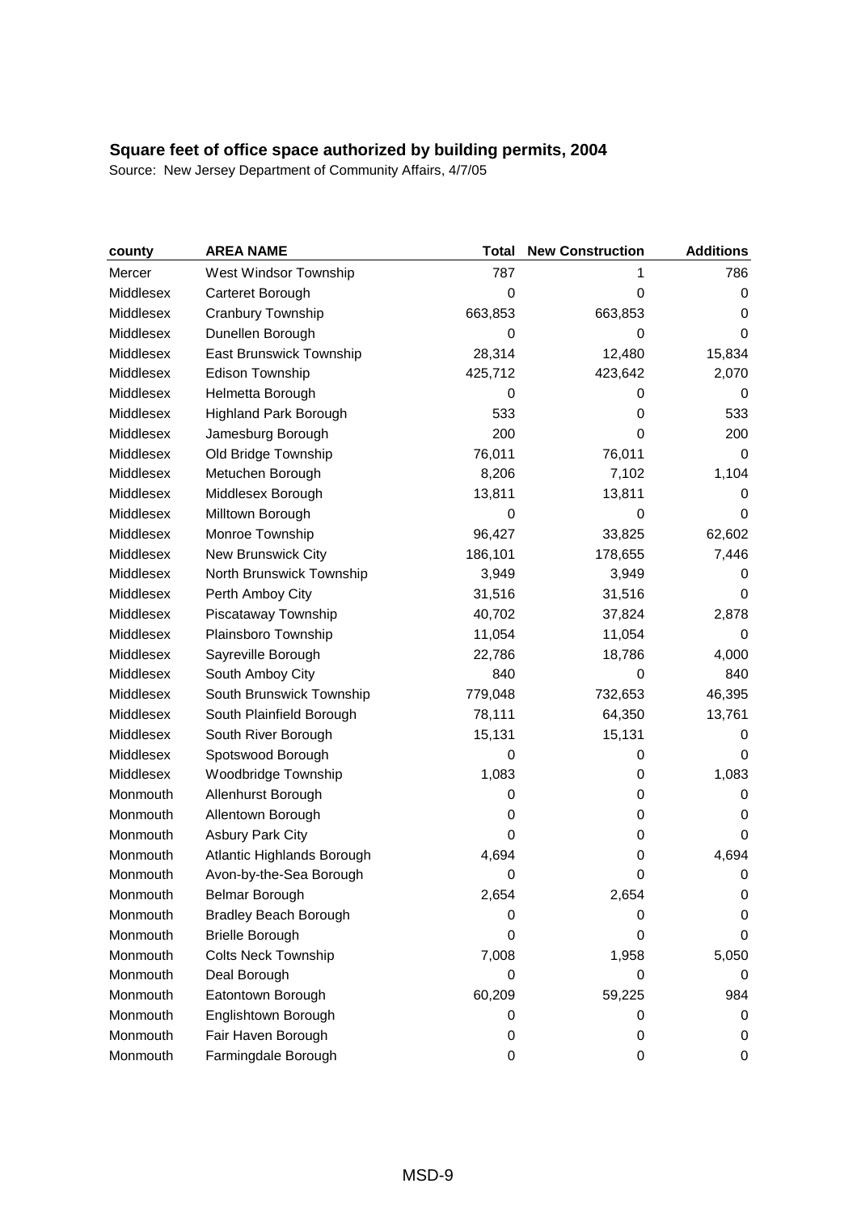**Square feet of office space authorized by building permits, 2004**

Source: New Jersey Department of Community Affairs, 4/7/05

| county | AREA NAME | Total | New Construction | Additions |
|---|---|---|---|---|
| Mercer | West Windsor Township | 787 | 1 | 786 |
| Middlesex | Carteret Borough | 0 | 0 | 0 |
| Middlesex | Cranbury Township | 663,853 | 663,853 | 0 |
| Middlesex | Dunellen Borough | 0 | 0 | 0 |
| Middlesex | East Brunswick Township | 28,314 | 12,480 | 15,834 |
| Middlesex | Edison Township | 425,712 | 423,642 | 2,070 |
| Middlesex | Helmetta Borough | 0 | 0 | 0 |
| Middlesex | Highland Park Borough | 533 | 0 | 533 |
| Middlesex | Jamesburg Borough | 200 | 0 | 200 |
| Middlesex | Old Bridge Township | 76,011 | 76,011 | 0 |
| Middlesex | Metuchen Borough | 8,206 | 7,102 | 1,104 |
| Middlesex | Middlesex Borough | 13,811 | 13,811 | 0 |
| Middlesex | Milltown Borough | 0 | 0 | 0 |
| Middlesex | Monroe Township | 96,427 | 33,825 | 62,602 |
| Middlesex | New Brunswick City | 186,101 | 178,655 | 7,446 |
| Middlesex | North Brunswick Township | 3,949 | 3,949 | 0 |
| Middlesex | Perth Amboy City | 31,516 | 31,516 | 0 |
| Middlesex | Piscataway Township | 40,702 | 37,824 | 2,878 |
| Middlesex | Plainsboro Township | 11,054 | 11,054 | 0 |
| Middlesex | Sayreville Borough | 22,786 | 18,786 | 4,000 |
| Middlesex | South Amboy City | 840 | 0 | 840 |
| Middlesex | South Brunswick Township | 779,048 | 732,653 | 46,395 |
| Middlesex | South Plainfield Borough | 78,111 | 64,350 | 13,761 |
| Middlesex | South River Borough | 15,131 | 15,131 | 0 |
| Middlesex | Spotswood Borough | 0 | 0 | 0 |
| Middlesex | Woodbridge Township | 1,083 | 0 | 1,083 |
| Monmouth | Allenhurst Borough | 0 | 0 | 0 |
| Monmouth | Allentown Borough | 0 | 0 | 0 |
| Monmouth | Asbury Park City | 0 | 0 | 0 |
| Monmouth | Atlantic Highlands Borough | 4,694 | 0 | 4,694 |
| Monmouth | Avon-by-the-Sea Borough | 0 | 0 | 0 |
| Monmouth | Belmar Borough | 2,654 | 2,654 | 0 |
| Monmouth | Bradley Beach Borough | 0 | 0 | 0 |
| Monmouth | Brielle Borough | 0 | 0 | 0 |
| Monmouth | Colts Neck Township | 7,008 | 1,958 | 5,050 |
| Monmouth | Deal Borough | 0 | 0 | 0 |
| Monmouth | Eatontown Borough | 60,209 | 59,225 | 984 |
| Monmouth | Englishtown Borough | 0 | 0 | 0 |
| Monmouth | Fair Haven Borough | 0 | 0 | 0 |
| Monmouth | Farmingdale Borough | 0 | 0 | 0 |

MSD-9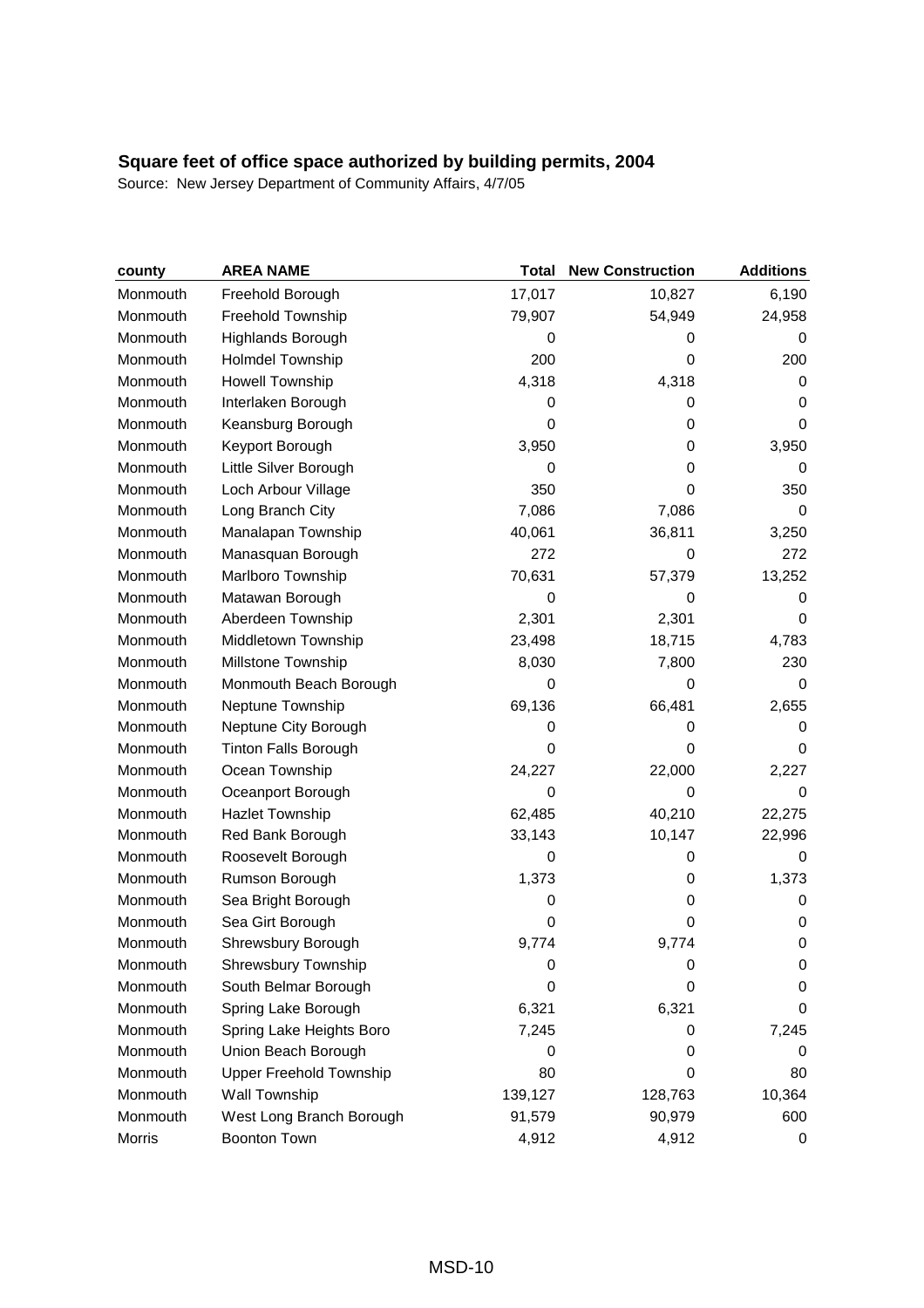## Square feet of office space authorized by building permits, 2004

Source: New Jersey Department of Community Affairs, 4/7/05

| county | AREA NAME | Total | New Construction | Additions |
|---|---|---|---|---|
| Monmouth | Freehold Borough | 17,017 | 10,827 | 6,190 |
| Monmouth | Freehold Township | 79,907 | 54,949 | 24,958 |
| Monmouth | Highlands Borough | 0 | 0 | 0 |
| Monmouth | Holmdel Township | 200 | 0 | 200 |
| Monmouth | Howell Township | 4,318 | 4,318 | 0 |
| Monmouth | Interlaken Borough | 0 | 0 | 0 |
| Monmouth | Keansburg Borough | 0 | 0 | 0 |
| Monmouth | Keyport Borough | 3,950 | 0 | 3,950 |
| Monmouth | Little Silver Borough | 0 | 0 | 0 |
| Monmouth | Loch Arbour Village | 350 | 0 | 350 |
| Monmouth | Long Branch City | 7,086 | 7,086 | 0 |
| Monmouth | Manalapan Township | 40,061 | 36,811 | 3,250 |
| Monmouth | Manasquan Borough | 272 | 0 | 272 |
| Monmouth | Marlboro Township | 70,631 | 57,379 | 13,252 |
| Monmouth | Matawan Borough | 0 | 0 | 0 |
| Monmouth | Aberdeen Township | 2,301 | 2,301 | 0 |
| Monmouth | Middletown Township | 23,498 | 18,715 | 4,783 |
| Monmouth | Millstone Township | 8,030 | 7,800 | 230 |
| Monmouth | Monmouth Beach Borough | 0 | 0 | 0 |
| Monmouth | Neptune Township | 69,136 | 66,481 | 2,655 |
| Monmouth | Neptune City Borough | 0 | 0 | 0 |
| Monmouth | Tinton Falls Borough | 0 | 0 | 0 |
| Monmouth | Ocean Township | 24,227 | 22,000 | 2,227 |
| Monmouth | Oceanport Borough | 0 | 0 | 0 |
| Monmouth | Hazlet Township | 62,485 | 40,210 | 22,275 |
| Monmouth | Red Bank Borough | 33,143 | 10,147 | 22,996 |
| Monmouth | Roosevelt Borough | 0 | 0 | 0 |
| Monmouth | Rumson Borough | 1,373 | 0 | 1,373 |
| Monmouth | Sea Bright Borough | 0 | 0 | 0 |
| Monmouth | Sea Girt Borough | 0 | 0 | 0 |
| Monmouth | Shrewsbury Borough | 9,774 | 9,774 | 0 |
| Monmouth | Shrewsbury Township | 0 | 0 | 0 |
| Monmouth | South Belmar Borough | 0 | 0 | 0 |
| Monmouth | Spring Lake Borough | 6,321 | 6,321 | 0 |
| Monmouth | Spring Lake Heights Boro | 7,245 | 0 | 7,245 |
| Monmouth | Union Beach Borough | 0 | 0 | 0 |
| Monmouth | Upper Freehold Township | 80 | 0 | 80 |
| Monmouth | Wall Township | 139,127 | 128,763 | 10,364 |
| Monmouth | West Long Branch Borough | 91,579 | 90,979 | 600 |
| Morris | Boonton Town | 4,912 | 4,912 | 0 |

MSD-10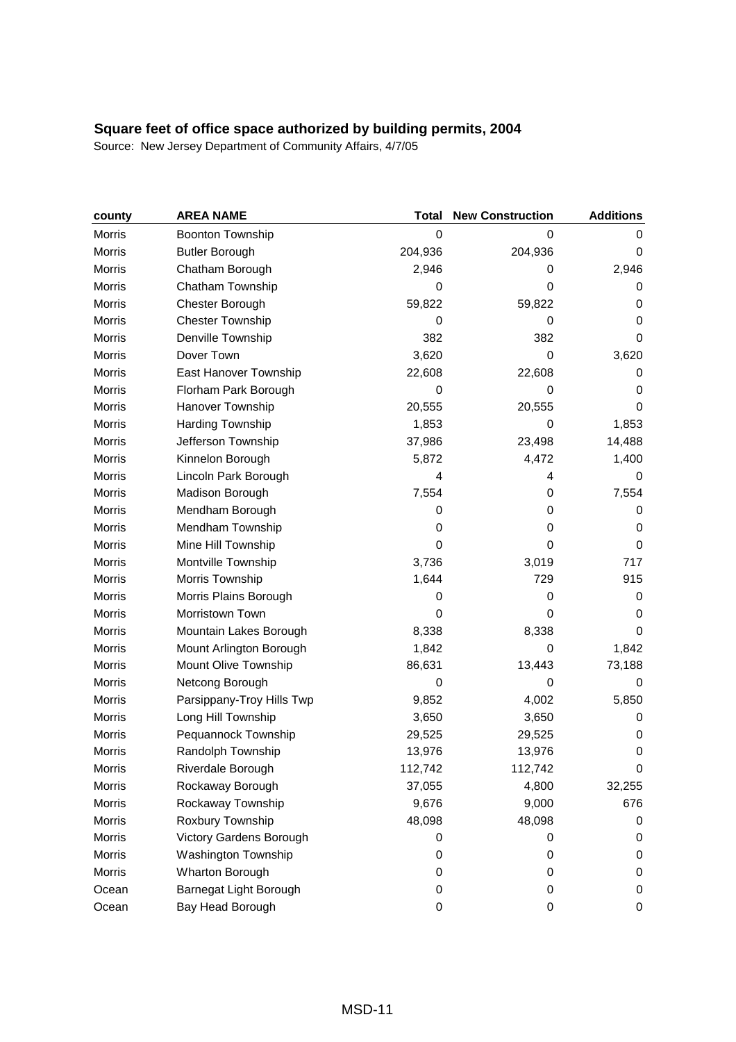**Square feet of office space authorized by building permits, 2004**

Source: New Jersey Department of Community Affairs, 4/7/05

| county | AREA NAME | Total | New Construction | Additions |
|---|---|---|---|---|
| Morris | Boonton Township | 0 | 0 | 0 |
| Morris | Butler Borough | 204,936 | 204,936 | 0 |
| Morris | Chatham Borough | 2,946 | 0 | 2,946 |
| Morris | Chatham Township | 0 | 0 | 0 |
| Morris | Chester Borough | 59,822 | 59,822 | 0 |
| Morris | Chester Township | 0 | 0 | 0 |
| Morris | Denville Township | 382 | 382 | 0 |
| Morris | Dover Town | 3,620 | 0 | 3,620 |
| Morris | East Hanover Township | 22,608 | 22,608 | 0 |
| Morris | Florham Park Borough | 0 | 0 | 0 |
| Morris | Hanover Township | 20,555 | 20,555 | 0 |
| Morris | Harding Township | 1,853 | 0 | 1,853 |
| Morris | Jefferson Township | 37,986 | 23,498 | 14,488 |
| Morris | Kinnelon Borough | 5,872 | 4,472 | 1,400 |
| Morris | Lincoln Park Borough | 4 | 4 | 0 |
| Morris | Madison Borough | 7,554 | 0 | 7,554 |
| Morris | Mendham Borough | 0 | 0 | 0 |
| Morris | Mendham Township | 0 | 0 | 0 |
| Morris | Mine Hill Township | 0 | 0 | 0 |
| Morris | Montville Township | 3,736 | 3,019 | 717 |
| Morris | Morris Township | 1,644 | 729 | 915 |
| Morris | Morris Plains Borough | 0 | 0 | 0 |
| Morris | Morristown Town | 0 | 0 | 0 |
| Morris | Mountain Lakes Borough | 8,338 | 8,338 | 0 |
| Morris | Mount Arlington Borough | 1,842 | 0 | 1,842 |
| Morris | Mount Olive Township | 86,631 | 13,443 | 73,188 |
| Morris | Netcong Borough | 0 | 0 | 0 |
| Morris | Parsippany-Troy Hills Twp | 9,852 | 4,002 | 5,850 |
| Morris | Long Hill Township | 3,650 | 3,650 | 0 |
| Morris | Pequannock Township | 29,525 | 29,525 | 0 |
| Morris | Randolph Township | 13,976 | 13,976 | 0 |
| Morris | Riverdale Borough | 112,742 | 112,742 | 0 |
| Morris | Rockaway Borough | 37,055 | 4,800 | 32,255 |
| Morris | Rockaway Township | 9,676 | 9,000 | 676 |
| Morris | Roxbury Township | 48,098 | 48,098 | 0 |
| Morris | Victory Gardens Borough | 0 | 0 | 0 |
| Morris | Washington Township | 0 | 0 | 0 |
| Morris | Wharton Borough | 0 | 0 | 0 |
| Ocean | Barnegat Light Borough | 0 | 0 | 0 |
| Ocean | Bay Head Borough | 0 | 0 | 0 |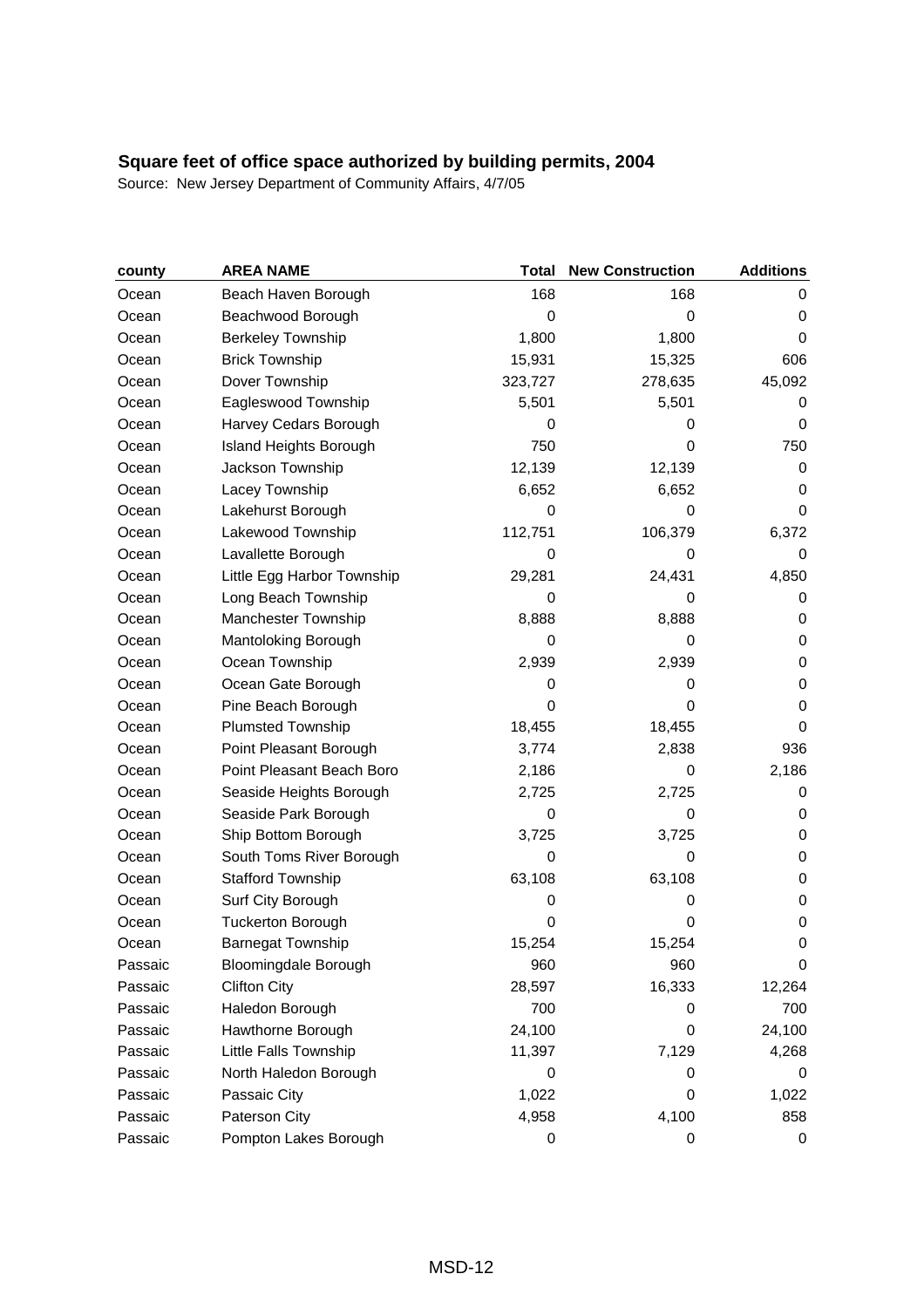## Square feet of office space authorized by building permits, 2004

Source: New Jersey Department of Community Affairs, 4/7/05

| county | AREA NAME | Total | New Construction | Additions |
|---|---|---|---|---|
| Ocean | Beach Haven Borough | 168 | 168 | 0 |
| Ocean | Beachwood Borough | 0 | 0 | 0 |
| Ocean | Berkeley Township | 1,800 | 1,800 | 0 |
| Ocean | Brick Township | 15,931 | 15,325 | 606 |
| Ocean | Dover Township | 323,727 | 278,635 | 45,092 |
| Ocean | Eagleswood Township | 5,501 | 5,501 | 0 |
| Ocean | Harvey Cedars Borough | 0 | 0 | 0 |
| Ocean | Island Heights Borough | 750 | 0 | 750 |
| Ocean | Jackson Township | 12,139 | 12,139 | 0 |
| Ocean | Lacey Township | 6,652 | 6,652 | 0 |
| Ocean | Lakehurst Borough | 0 | 0 | 0 |
| Ocean | Lakewood Township | 112,751 | 106,379 | 6,372 |
| Ocean | Lavallette Borough | 0 | 0 | 0 |
| Ocean | Little Egg Harbor Township | 29,281 | 24,431 | 4,850 |
| Ocean | Long Beach Township | 0 | 0 | 0 |
| Ocean | Manchester Township | 8,888 | 8,888 | 0 |
| Ocean | Mantoloking Borough | 0 | 0 | 0 |
| Ocean | Ocean Township | 2,939 | 2,939 | 0 |
| Ocean | Ocean Gate Borough | 0 | 0 | 0 |
| Ocean | Pine Beach Borough | 0 | 0 | 0 |
| Ocean | Plumsted Township | 18,455 | 18,455 | 0 |
| Ocean | Point Pleasant Borough | 3,774 | 2,838 | 936 |
| Ocean | Point Pleasant Beach Boro | 2,186 | 0 | 2,186 |
| Ocean | Seaside Heights Borough | 2,725 | 2,725 | 0 |
| Ocean | Seaside Park Borough | 0 | 0 | 0 |
| Ocean | Ship Bottom Borough | 3,725 | 3,725 | 0 |
| Ocean | South Toms River Borough | 0 | 0 | 0 |
| Ocean | Stafford Township | 63,108 | 63,108 | 0 |
| Ocean | Surf City Borough | 0 | 0 | 0 |
| Ocean | Tuckerton Borough | 0 | 0 | 0 |
| Ocean | Barnegat Township | 15,254 | 15,254 | 0 |
| Passaic | Bloomingdale Borough | 960 | 960 | 0 |
| Passaic | Clifton City | 28,597 | 16,333 | 12,264 |
| Passaic | Haledon Borough | 700 | 0 | 700 |
| Passaic | Hawthorne Borough | 24,100 | 0 | 24,100 |
| Passaic | Little Falls Township | 11,397 | 7,129 | 4,268 |
| Passaic | North Haledon Borough | 0 | 0 | 0 |
| Passaic | Passaic City | 1,022 | 0 | 1,022 |
| Passaic | Paterson City | 4,958 | 4,100 | 858 |
| Passaic | Pompton Lakes Borough | 0 | 0 | 0 |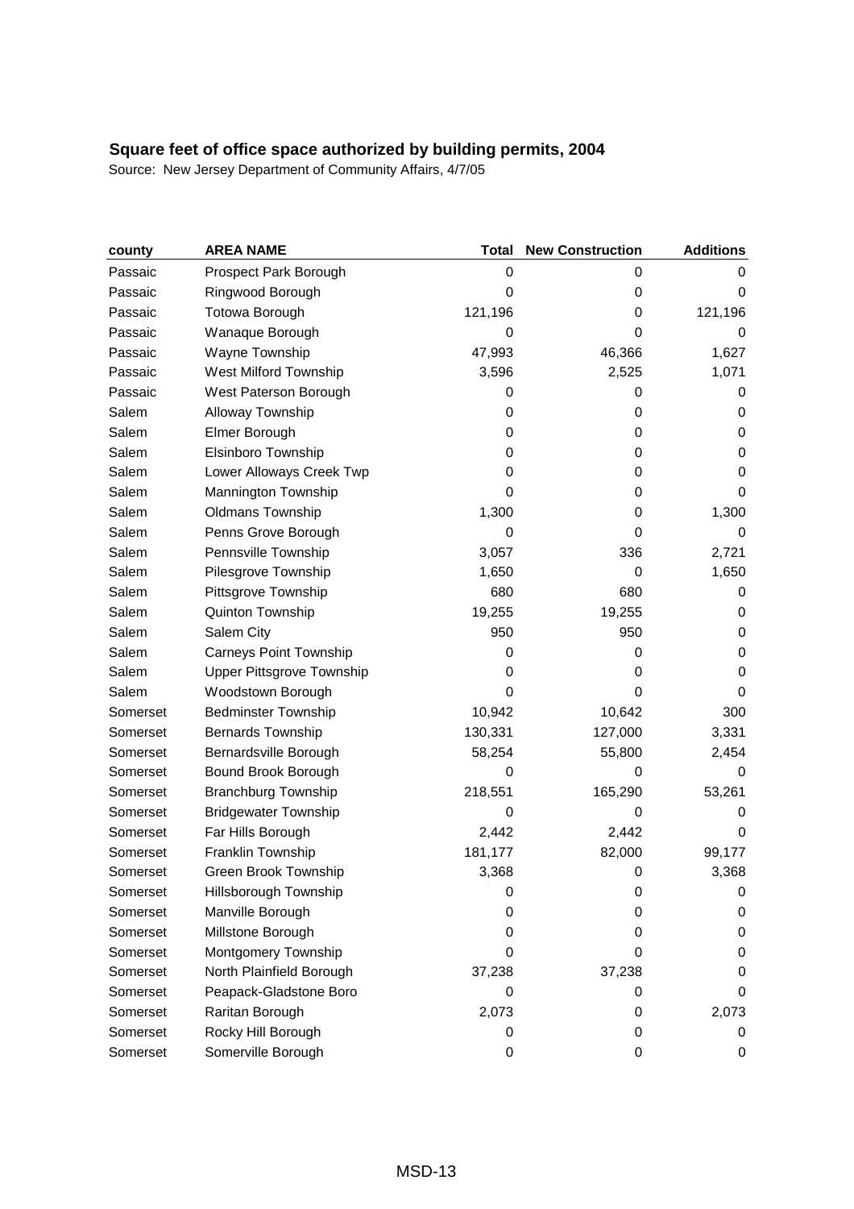## Square feet of office space authorized by building permits, 2004

Source: New Jersey Department of Community Affairs, 4/7/05

| county | AREA NAME | Total | New Construction | Additions |
|---|---|---|---|---|
| Passaic | Prospect Park Borough | 0 | 0 | 0 |
| Passaic | Ringwood Borough | 0 | 0 | 0 |
| Passaic | Totowa Borough | 121,196 | 0 | 121,196 |
| Passaic | Wanaque Borough | 0 | 0 | 0 |
| Passaic | Wayne Township | 47,993 | 46,366 | 1,627 |
| Passaic | West Milford Township | 3,596 | 2,525 | 1,071 |
| Passaic | West Paterson Borough | 0 | 0 | 0 |
| Salem | Alloway Township | 0 | 0 | 0 |
| Salem | Elmer Borough | 0 | 0 | 0 |
| Salem | Elsinboro Township | 0 | 0 | 0 |
| Salem | Lower Alloways Creek Twp | 0 | 0 | 0 |
| Salem | Mannington Township | 0 | 0 | 0 |
| Salem | Oldmans Township | 1,300 | 0 | 1,300 |
| Salem | Penns Grove Borough | 0 | 0 | 0 |
| Salem | Pennsville Township | 3,057 | 336 | 2,721 |
| Salem | Pilesgrove Township | 1,650 | 0 | 1,650 |
| Salem | Pittsgrove Township | 680 | 680 | 0 |
| Salem | Quinton Township | 19,255 | 19,255 | 0 |
| Salem | Salem City | 950 | 950 | 0 |
| Salem | Carneys Point Township | 0 | 0 | 0 |
| Salem | Upper Pittsgrove Township | 0 | 0 | 0 |
| Salem | Woodstown Borough | 0 | 0 | 0 |
| Somerset | Bedminster Township | 10,942 | 10,642 | 300 |
| Somerset | Bernards Township | 130,331 | 127,000 | 3,331 |
| Somerset | Bernardsville Borough | 58,254 | 55,800 | 2,454 |
| Somerset | Bound Brook Borough | 0 | 0 | 0 |
| Somerset | Branchburg Township | 218,551 | 165,290 | 53,261 |
| Somerset | Bridgewater Township | 0 | 0 | 0 |
| Somerset | Far Hills Borough | 2,442 | 2,442 | 0 |
| Somerset | Franklin Township | 181,177 | 82,000 | 99,177 |
| Somerset | Green Brook Township | 3,368 | 0 | 3,368 |
| Somerset | Hillsborough Township | 0 | 0 | 0 |
| Somerset | Manville Borough | 0 | 0 | 0 |
| Somerset | Millstone Borough | 0 | 0 | 0 |
| Somerset | Montgomery Township | 0 | 0 | 0 |
| Somerset | North Plainfield Borough | 37,238 | 37,238 | 0 |
| Somerset | Peapack-Gladstone Boro | 0 | 0 | 0 |
| Somerset | Raritan Borough | 2,073 | 0 | 2,073 |
| Somerset | Rocky Hill Borough | 0 | 0 | 0 |
| Somerset | Somerville Borough | 0 | 0 | 0 |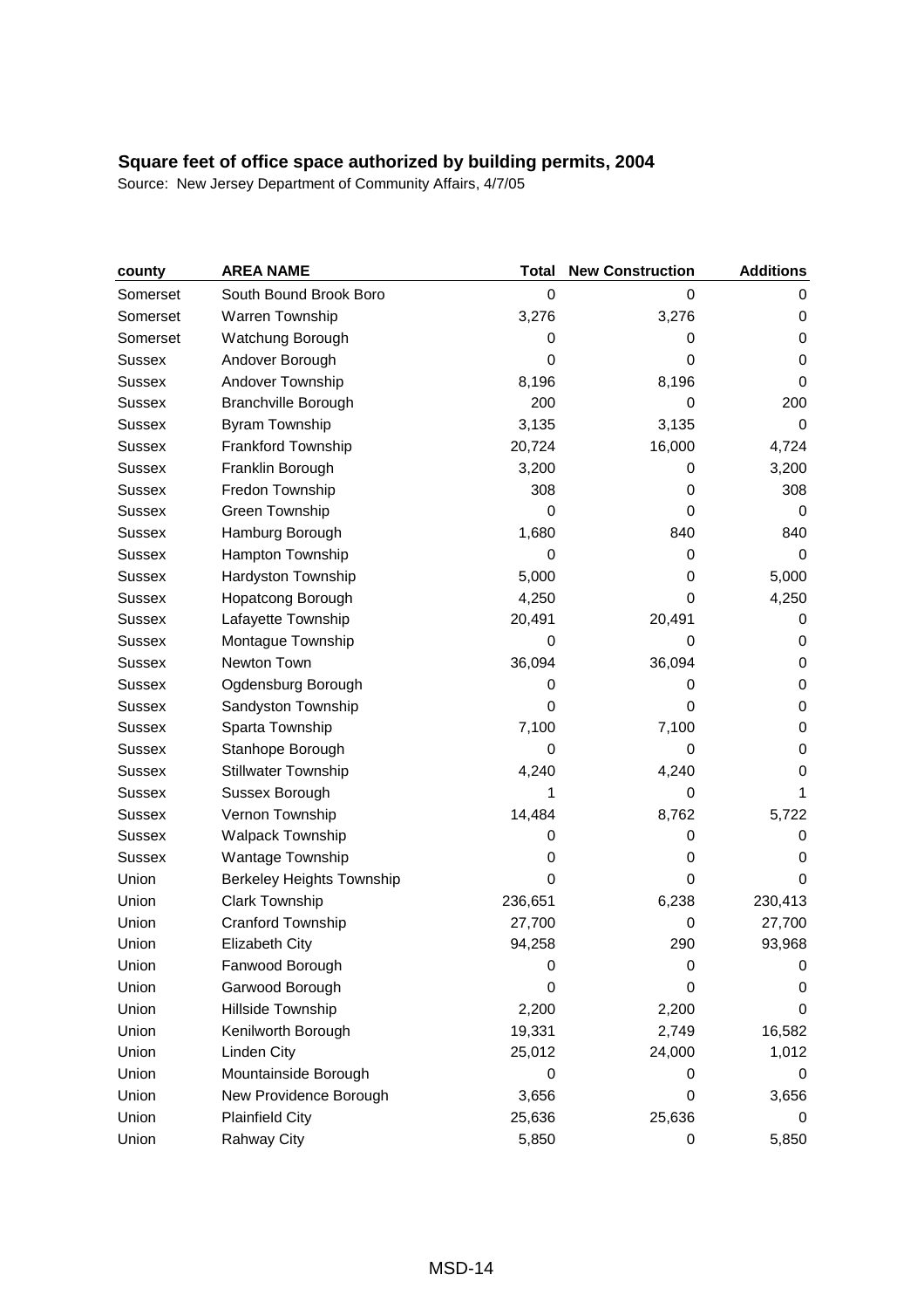## Square feet of office space authorized by building permits, 2004

Source: New Jersey Department of Community Affairs, 4/7/05

| county | AREA NAME | Total | New Construction | Additions |
|---|---|---|---|---|
| Somerset | South Bound Brook Boro | 0 | 0 | 0 |
| Somerset | Warren Township | 3,276 | 3,276 | 0 |
| Somerset | Watchung Borough | 0 | 0 | 0 |
| Sussex | Andover Borough | 0 | 0 | 0 |
| Sussex | Andover Township | 8,196 | 8,196 | 0 |
| Sussex | Branchville Borough | 200 | 0 | 200 |
| Sussex | Byram Township | 3,135 | 3,135 | 0 |
| Sussex | Frankford Township | 20,724 | 16,000 | 4,724 |
| Sussex | Franklin Borough | 3,200 | 0 | 3,200 |
| Sussex | Fredon Township | 308 | 0 | 308 |
| Sussex | Green Township | 0 | 0 | 0 |
| Sussex | Hamburg Borough | 1,680 | 840 | 840 |
| Sussex | Hampton Township | 0 | 0 | 0 |
| Sussex | Hardyston Township | 5,000 | 0 | 5,000 |
| Sussex | Hopatcong Borough | 4,250 | 0 | 4,250 |
| Sussex | Lafayette Township | 20,491 | 20,491 | 0 |
| Sussex | Montague Township | 0 | 0 | 0 |
| Sussex | Newton Town | 36,094 | 36,094 | 0 |
| Sussex | Ogdensburg Borough | 0 | 0 | 0 |
| Sussex | Sandyston Township | 0 | 0 | 0 |
| Sussex | Sparta Township | 7,100 | 7,100 | 0 |
| Sussex | Stanhope Borough | 0 | 0 | 0 |
| Sussex | Stillwater Township | 4,240 | 4,240 | 0 |
| Sussex | Sussex Borough | 1 | 0 | 1 |
| Sussex | Vernon Township | 14,484 | 8,762 | 5,722 |
| Sussex | Walpack Township | 0 | 0 | 0 |
| Sussex | Wantage Township | 0 | 0 | 0 |
| Union | Berkeley Heights Township | 0 | 0 | 0 |
| Union | Clark Township | 236,651 | 6,238 | 230,413 |
| Union | Cranford Township | 27,700 | 0 | 27,700 |
| Union | Elizabeth City | 94,258 | 290 | 93,968 |
| Union | Fanwood Borough | 0 | 0 | 0 |
| Union | Garwood Borough | 0 | 0 | 0 |
| Union | Hillside Township | 2,200 | 2,200 | 0 |
| Union | Kenilworth Borough | 19,331 | 2,749 | 16,582 |
| Union | Linden City | 25,012 | 24,000 | 1,012 |
| Union | Mountainside Borough | 0 | 0 | 0 |
| Union | New Providence Borough | 3,656 | 0 | 3,656 |
| Union | Plainfield City | 25,636 | 25,636 | 0 |
| Union | Rahway City | 5,850 | 0 | 5,850 |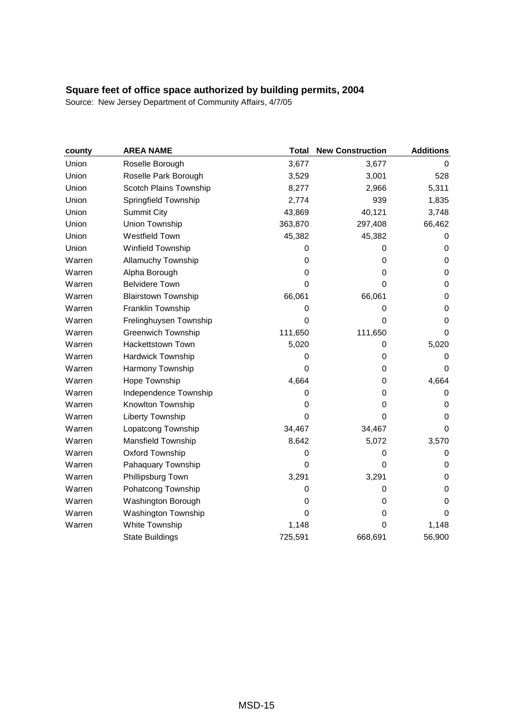## Square feet of office space authorized by building permits, 2004

Source: New Jersey Department of Community Affairs, 4/7/05

| county | AREA NAME | Total | New Construction | Additions |
|---|---|---|---|---|
| Union | Roselle Borough | 3,677 | 3,677 | 0 |
| Union | Roselle Park Borough | 3,529 | 3,001 | 528 |
| Union | Scotch Plains Township | 8,277 | 2,966 | 5,311 |
| Union | Springfield Township | 2,774 | 939 | 1,835 |
| Union | Summit City | 43,869 | 40,121 | 3,748 |
| Union | Union Township | 363,870 | 297,408 | 66,462 |
| Union | Westfield Town | 45,382 | 45,382 | 0 |
| Union | Winfield Township | 0 | 0 | 0 |
| Warren | Allamuchy Township | 0 | 0 | 0 |
| Warren | Alpha Borough | 0 | 0 | 0 |
| Warren | Belvidere Town | 0 | 0 | 0 |
| Warren | Blairstown Township | 66,061 | 66,061 | 0 |
| Warren | Franklin Township | 0 | 0 | 0 |
| Warren | Frelinghuysen Township | 0 | 0 | 0 |
| Warren | Greenwich Township | 111,650 | 111,650 | 0 |
| Warren | Hackettstown Town | 5,020 | 0 | 5,020 |
| Warren | Hardwick Township | 0 | 0 | 0 |
| Warren | Harmony Township | 0 | 0 | 0 |
| Warren | Hope Township | 4,664 | 0 | 4,664 |
| Warren | Independence Township | 0 | 0 | 0 |
| Warren | Knowlton Township | 0 | 0 | 0 |
| Warren | Liberty Township | 0 | 0 | 0 |
| Warren | Lopatcong Township | 34,467 | 34,467 | 0 |
| Warren | Mansfield Township | 8,642 | 5,072 | 3,570 |
| Warren | Oxford Township | 0 | 0 | 0 |
| Warren | Pahaquary Township | 0 | 0 | 0 |
| Warren | Phillipsburg Town | 3,291 | 3,291 | 0 |
| Warren | Pohatcong Township | 0 | 0 | 0 |
| Warren | Washington Borough | 0 | 0 | 0 |
| Warren | Washington Township | 0 | 0 | 0 |
| Warren | White Township | 1,148 | 0 | 1,148 |
| | State Buildings | 725,591 | 668,691 | 56,900 |